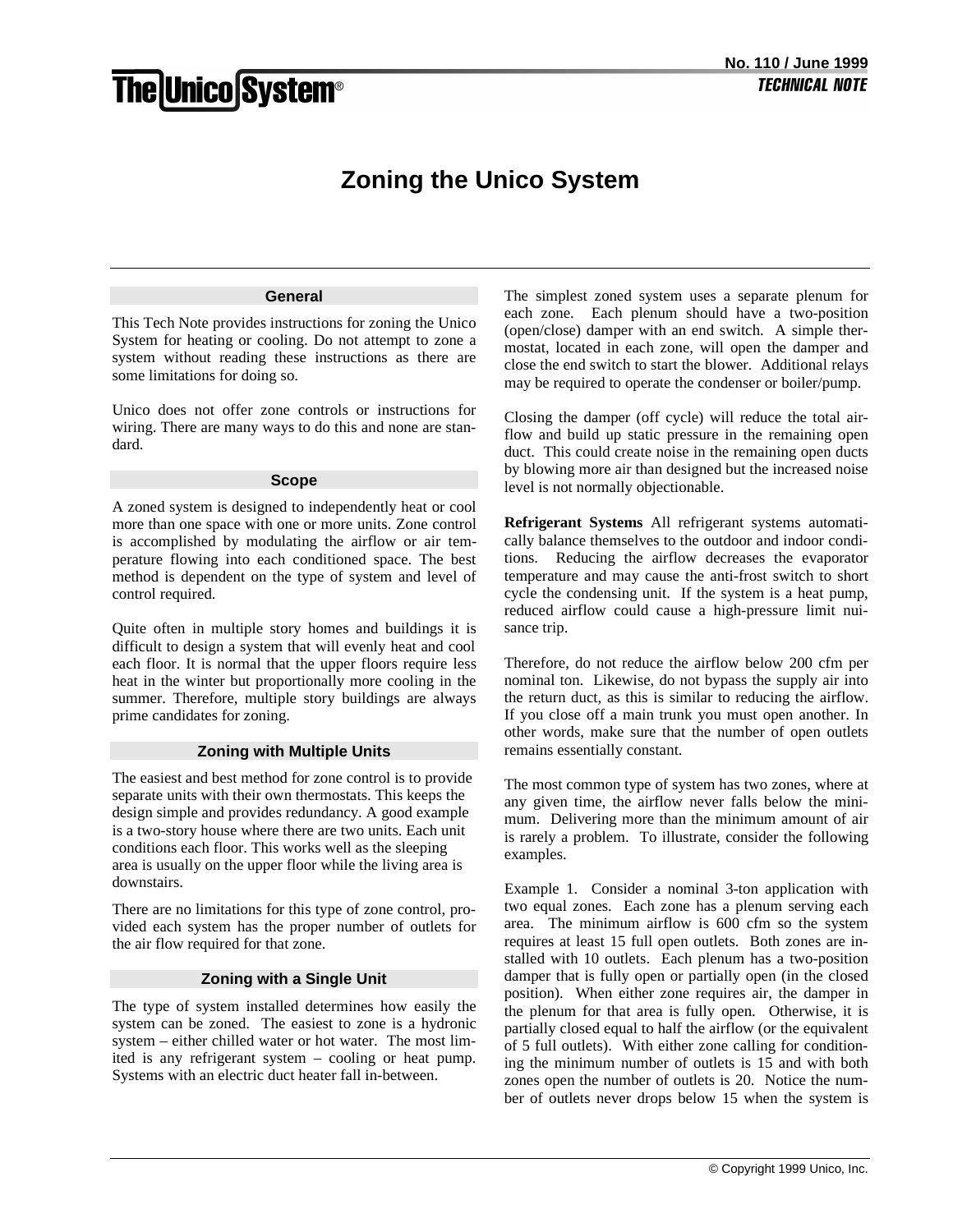# Zoning the Unico System

## General

This Tech Note provides instructions for zoning the Unico System for heating or cooling. Do not attempt to zone a system without reading these instructions as there are some limitations for doing so.

Unico does not offer zone controls or instructions for wiring. There are many ways to do this and none are standard.

## Scope

A zoned system is designed to independently heat or cool more than one space with one or more units. Zone control is accomplished by modulating the airflow or air temperature flowing into each conditioned space. The best method is dependent on the type of system and level of control required.

Quite often in multiple story homes and buildings it is difficult to design a system that will evenly heat and cool each floor. It is normal that the upper floors require less heat in the winter but proportionally more cooling in the summer. Therefore, multiple story buildings are always prime candidates for zoning.

## Zoning with Multiple Units

The easiest and best method for zone control is to provide separate units with their own thermostats. This keeps the design simple and provides redundancy. A good example is a two-story house where there are two units. Each unit conditions each floor. This works well as the sleeping area is usually on the upper floor while the living area is downstairs.

There are no limitations for this type of zone control, provided each system has the proper number of outlets for the air flow required for that zone.

## Zoning with a Single Unit

The type of system installed determines how easily the system can be zoned. The easiest to zone is a hydronic system – either chilled water or hot water. The most limited is any refrigerant system – cooling or heat pump. Systems with an electric duct heater fall in-between.

The simplest zoned system uses a separate plenum for each zone. Each plenum should have a two-position (open/close) damper with an end switch. A simple thermostat, located in each zone, will open the damper and close the end switch to start the blower. Additional relays may be required to operate the condenser or boiler/pump.

Closing the damper (off cycle) will reduce the total airflow and build up static pressure in the remaining open duct. This could create noise in the remaining open ducts by blowing more air than designed but the increased noise level is not normally objectionable.

**Refrigerant Systems** All refrigerant systems automatically balance themselves to the outdoor and indoor conditions. Reducing the airflow decreases the evaporator temperature and may cause the anti-frost switch to short cycle the condensing unit. If the system is a heat pump, reduced airflow could cause a high-pressure limit nuisance trip.

Therefore, do not reduce the airflow below 200 cfm per nominal ton. Likewise, do not bypass the supply air into the return duct, as this is similar to reducing the airflow. If you close off a main trunk you must open another. In other words, make sure that the number of open outlets remains essentially constant.

The most common type of system has two zones, where at any given time, the airflow never falls below the minimum. Delivering more than the minimum amount of air is rarely a problem. To illustrate, consider the following examples.

Example 1. Consider a nominal 3-ton application with two equal zones. Each zone has a plenum serving each area. The minimum airflow is 600 cfm so the system requires at least 15 full open outlets. Both zones are installed with 10 outlets. Each plenum has a two-position damper that is fully open or partially open (in the closed position). When either zone requires air, the damper in the plenum for that area is fully open. Otherwise, it is partially closed equal to half the airflow (or the equivalent of 5 full outlets). With either zone calling for conditioning the minimum number of outlets is 15 and with both zones open the number of outlets is 20. Notice the number of outlets never drops below 15 when the system is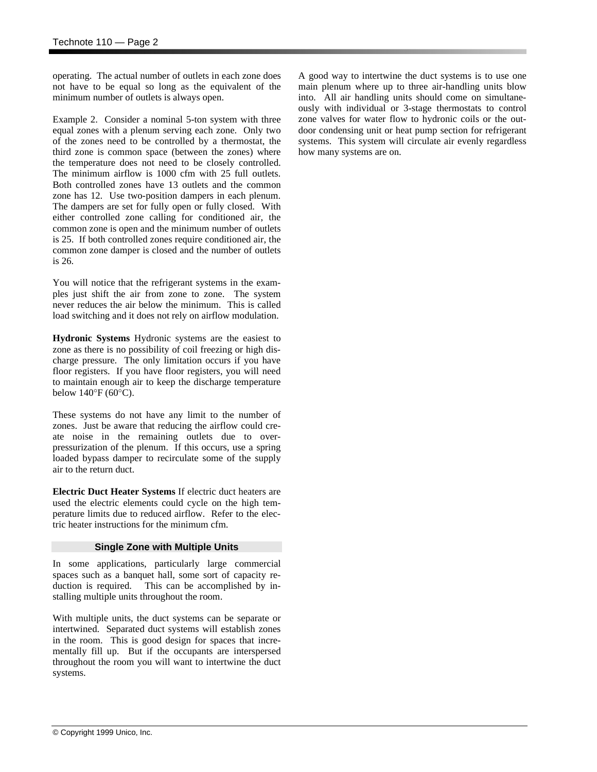operating. The actual number of outlets in each zone does not have to be equal so long as the equivalent of the minimum number of outlets is always open.

Example 2. Consider a nominal 5-ton system with three equal zones with a plenum serving each zone. Only two of the zones need to be controlled by a thermostat, the third zone is common space (between the zones) where the temperature does not need to be closely controlled. The minimum airflow is 1000 cfm with 25 full outlets. Both controlled zones have 13 outlets and the common zone has 12. Use two-position dampers in each plenum. The dampers are set for fully open or fully closed. With either controlled zone calling for conditioned air, the common zone is open and the minimum number of outlets is 25. If both controlled zones require conditioned air, the common zone damper is closed and the number of outlets is 26.

You will notice that the refrigerant systems in the examples just shift the air from zone to zone. The system never reduces the air below the minimum. This is called load switching and it does not rely on airflow modulation.

**Hydronic Systems** Hydronic systems are the easiest to zone as there is no possibility of coil freezing or high discharge pressure. The only limitation occurs if you have floor registers. If you have floor registers, you will need to maintain enough air to keep the discharge temperature below 140°F (60°C).

These systems do not have any limit to the number of zones. Just be aware that reducing the airflow could create noise in the remaining outlets due to over-pressurization of the plenum. If this occurs, use a spring loaded bypass damper to recirculate some of the supply air to the return duct.

**Electric Duct Heater Systems** If electric duct heaters are used the electric elements could cycle on the high temperature limits due to reduced airflow. Refer to the electric heater instructions for the minimum cfm.

## Single Zone with Multiple Units

In some applications, particularly large commercial spaces such as a banquet hall, some sort of capacity reduction is required. This can be accomplished by installing multiple units throughout the room.

With multiple units, the duct systems can be separate or intertwined. Separated duct systems will establish zones in the room. This is good design for spaces that incrementally fill up. But if the occupants are interspersed throughout the room you will want to intertwine the duct systems.

A good way to intertwine the duct systems is to use one main plenum where up to three air-handling units blow into. All air handling units should come on simultaneously with individual or 3-stage thermostats to control zone valves for water flow to hydronic coils or the outdoor condensing unit or heat pump section for refrigerant systems. This system will circulate air evenly regardless how many systems are on.

© Copyright 1999 Unico, Inc.